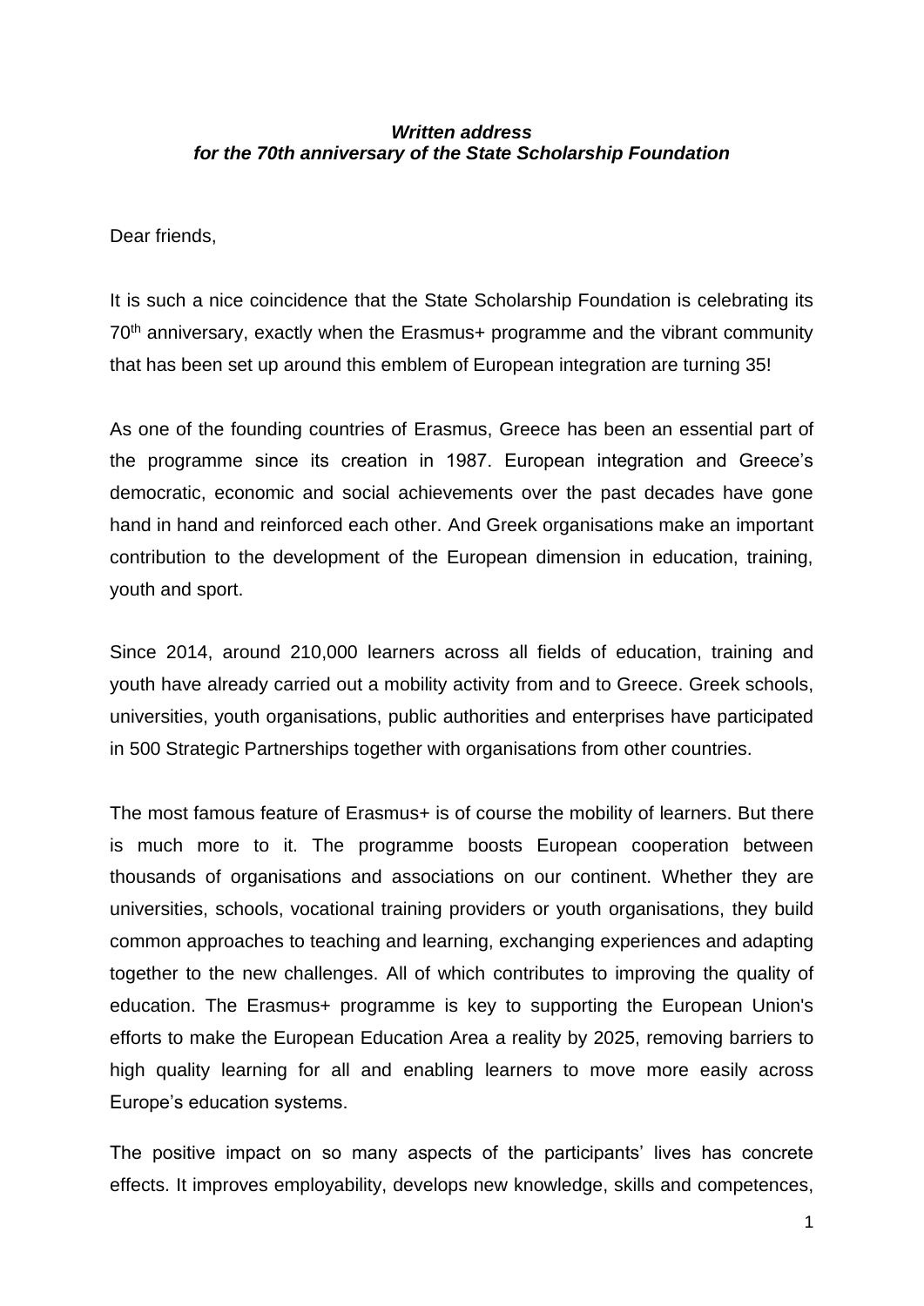***Written address***
***for the 70th anniversary of the State Scholarship Foundation***

Dear friends,

It is such a nice coincidence that the State Scholarship Foundation is celebrating its 70th anniversary, exactly when the Erasmus+ programme and the vibrant community that has been set up around this emblem of European integration are turning 35!

As one of the founding countries of Erasmus, Greece has been an essential part of the programme since its creation in 1987. European integration and Greece's democratic, economic and social achievements over the past decades have gone hand in hand and reinforced each other. And Greek organisations make an important contribution to the development of the European dimension in education, training, youth and sport.

Since 2014, around 210,000 learners across all fields of education, training and youth have already carried out a mobility activity from and to Greece. Greek schools, universities, youth organisations, public authorities and enterprises have participated in 500 Strategic Partnerships together with organisations from other countries.

The most famous feature of Erasmus+ is of course the mobility of learners. But there is much more to it. The programme boosts European cooperation between thousands of organisations and associations on our continent. Whether they are universities, schools, vocational training providers or youth organisations, they build common approaches to teaching and learning, exchanging experiences and adapting together to the new challenges. All of which contributes to improving the quality of education. The Erasmus+ programme is key to supporting the European Union's efforts to make the European Education Area a reality by 2025, removing barriers to high quality learning for all and enabling learners to move more easily across Europe's education systems.

The positive impact on so many aspects of the participants' lives has concrete effects. It improves employability, develops new knowledge, skills and competences,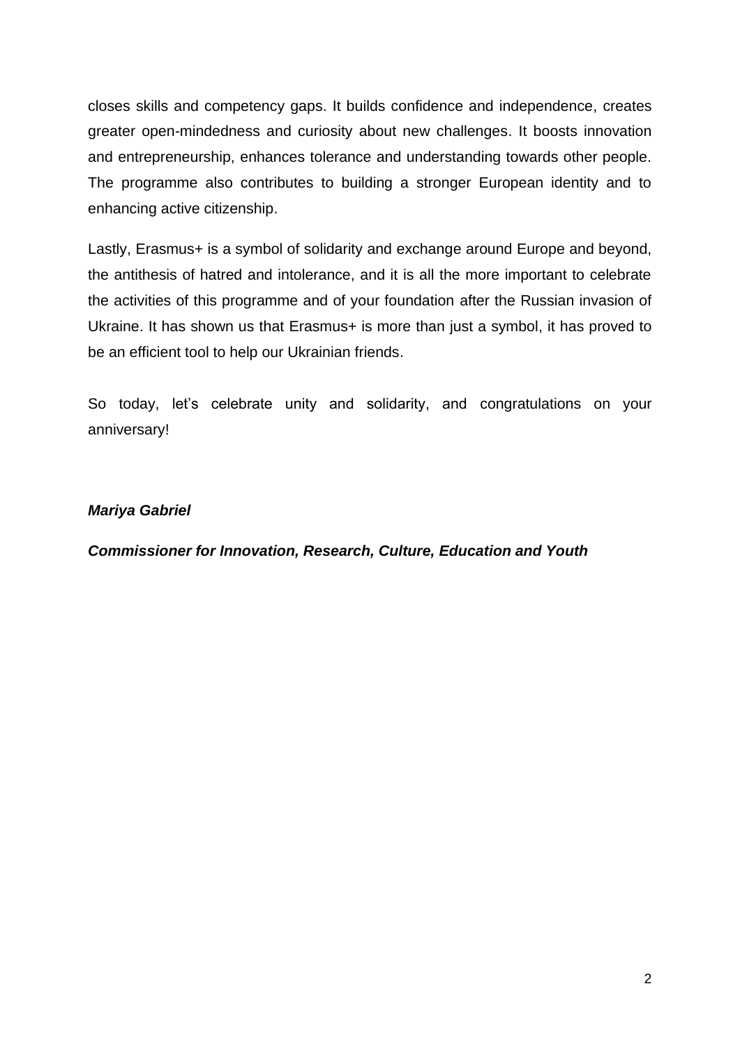closes skills and competency gaps. It builds confidence and independence, creates greater open-mindedness and curiosity about new challenges. It boosts innovation and entrepreneurship, enhances tolerance and understanding towards other people. The programme also contributes to building a stronger European identity and to enhancing active citizenship.

Lastly, Erasmus+ is a symbol of solidarity and exchange around Europe and beyond, the antithesis of hatred and intolerance, and it is all the more important to celebrate the activities of this programme and of your foundation after the Russian invasion of Ukraine. It has shown us that Erasmus+ is more than just a symbol, it has proved to be an efficient tool to help our Ukrainian friends.

So today, let's celebrate unity and solidarity, and congratulations on your anniversary!

***Mariya Gabriel***

***Commissioner for Innovation, Research, Culture, Education and Youth***